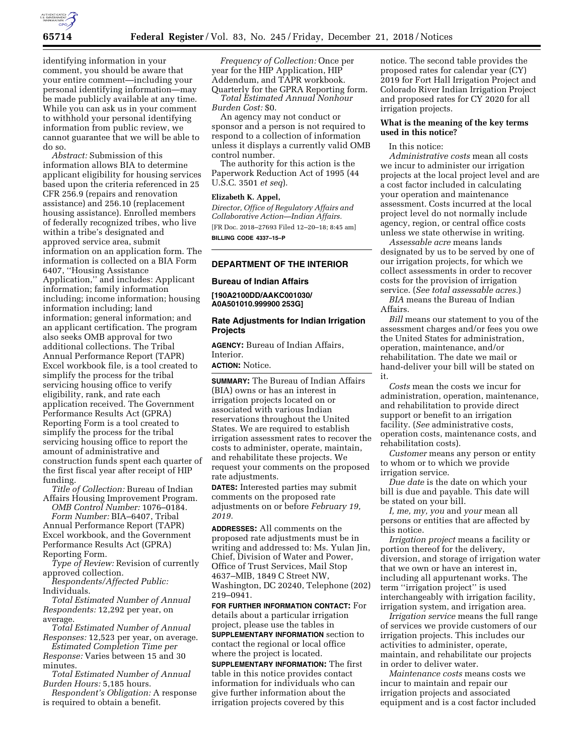identifying information in your comment, you should be aware that your entire comment—including your personal identifying information—may be made publicly available at any time. While you can ask us in your comment to withhold your personal identifying information from public review, we cannot guarantee that we will be able to do so.

*Abstract:* Submission of this information allows BIA to determine applicant eligibility for housing services based upon the criteria referenced in 25 CFR 256.9 (repairs and renovation assistance) and 256.10 (replacement housing assistance). Enrolled members of federally recognized tribes, who live within a tribe's designated and approved service area, submit information on an application form. The information is collected on a BIA Form 6407, ''Housing Assistance Application,'' and includes: Applicant information; family information including; income information; housing information including; land information; general information; and an applicant certification. The program also seeks OMB approval for two additional collections. The Tribal Annual Performance Report (TAPR) Excel workbook file, is a tool created to simplify the process for the tribal servicing housing office to verify eligibility, rank, and rate each application received. The Government Performance Results Act (GPRA) Reporting Form is a tool created to simplify the process for the tribal servicing housing office to report the amount of administrative and construction funds spent each quarter of the first fiscal year after receipt of HIP funding.

*Title of Collection:* Bureau of Indian Affairs Housing Improvement Program.

*OMB Control Number:* 1076–0184.

*Form Number:* BIA–6407, Tribal Annual Performance Report (TAPR) Excel workbook, and the Government Performance Results Act (GPRA) Reporting Form.

*Type of Review:* Revision of currently approved collection.

*Respondents/Affected Public:* Individuals.

*Total Estimated Number of Annual Respondents:* 12,292 per year, on average.

*Total Estimated Number of Annual Responses:* 12,523 per year, on average.

*Estimated Completion Time per Response:* Varies between 15 and 30 minutes.

*Total Estimated Number of Annual Burden Hours:* 5,185 hours.

*Respondent's Obligation:* A response is required to obtain a benefit.

*Frequency of Collection:* Once per year for the HIP Application, HIP Addendum, and TAPR workbook. Quarterly for the GPRA Reporting form.

*Total Estimated Annual Nonhour Burden Cost:* $0.

An agency may not conduct or sponsor and a person is not required to respond to a collection of information unless it displays a currently valid OMB control number.

The authority for this action is the Paperwork Reduction Act of 1995 (44 U.S.C. 3501 *et seq*).

**Elizabeth K. Appel,**

*Director, Office of Regulatory Affairs and Collaborative Action—Indian Affairs.*

[FR Doc. 2018–27693 Filed 12–20–18; 8:45 am]

**BILLING CODE 4337–15–P**

## DEPARTMENT OF THE INTERIOR

### Bureau of Indian Affairs

**[190A2100DD/AAKC001030/A0A501010.999900 253G]**

### Rate Adjustments for Indian Irrigation Projects

**AGENCY:** Bureau of Indian Affairs, Interior.

**ACTION:** Notice.

**SUMMARY:** The Bureau of Indian Affairs (BIA) owns or has an interest in irrigation projects located on or associated with various Indian reservations throughout the United States. We are required to establish irrigation assessment rates to recover the costs to administer, operate, maintain, and rehabilitate these projects. We request your comments on the proposed rate adjustments.

**DATES:** Interested parties may submit comments on the proposed rate adjustments on or before *February 19, 2019.*

**ADDRESSES:** All comments on the proposed rate adjustments must be in writing and addressed to: Ms. Yulan Jin, Chief, Division of Water and Power, Office of Trust Services, Mail Stop 4637–MIB, 1849 C Street NW, Washington, DC 20240, Telephone (202) 219–0941.

**FOR FURTHER INFORMATION CONTACT:** For details about a particular irrigation project, please use the tables in **SUPPLEMENTARY INFORMATION** section to contact the regional or local office where the project is located.

**SUPPLEMENTARY INFORMATION:** The first table in this notice provides contact information for individuals who can give further information about the irrigation projects covered by this notice. The second table provides the proposed rates for calendar year (CY) 2019 for Fort Hall Irrigation Project and Colorado River Indian Irrigation Project and proposed rates for CY 2020 for all irrigation projects.

**What is the meaning of the key terms used in this notice?**

In this notice:

*Administrative costs* mean all costs we incur to administer our irrigation projects at the local project level and are a cost factor included in calculating your operation and maintenance assessment. Costs incurred at the local project level do not normally include agency, region, or central office costs unless we state otherwise in writing.

*Assessable acre* means lands designated by us to be served by one of our irrigation projects, for which we collect assessments in order to recover costs for the provision of irrigation service. (*See total assessable acres.*)

*BIA* means the Bureau of Indian Affairs.

*Bill* means our statement to you of the assessment charges and/or fees you owe the United States for administration, operation, maintenance, and/or rehabilitation. The date we mail or hand-deliver your bill will be stated on it.

*Costs* mean the costs we incur for administration, operation, maintenance, and rehabilitation to provide direct support or benefit to an irrigation facility. (*See* administrative costs, operation costs, maintenance costs, and rehabilitation costs).

*Customer* means any person or entity to whom or to which we provide irrigation service.

*Due date* is the date on which your bill is due and payable. This date will be stated on your bill.

*I, me, my, you* and *your* mean all persons or entities that are affected by this notice.

*Irrigation project* means a facility or portion thereof for the delivery, diversion, and storage of irrigation water that we own or have an interest in, including all appurtenant works. The term ''irrigation project'' is used interchangeably with irrigation facility, irrigation system, and irrigation area.

*Irrigation service* means the full range of services we provide customers of our irrigation projects. This includes our activities to administer, operate, maintain, and rehabilitate our projects in order to deliver water.

*Maintenance costs* means costs we incur to maintain and repair our irrigation projects and associated equipment and is a cost factor included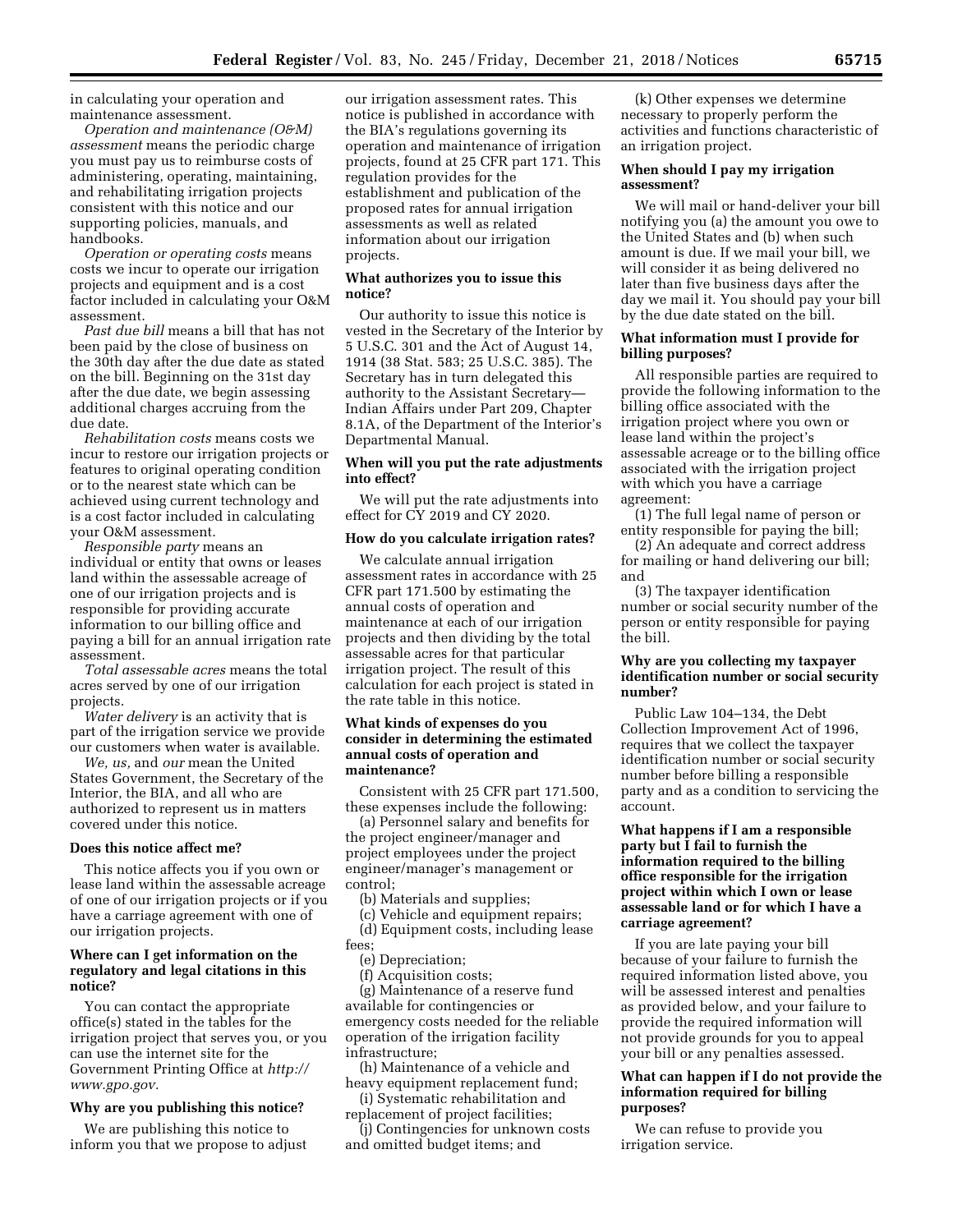in calculating your operation and maintenance assessment.

*Operation and maintenance (O&M) assessment* means the periodic charge you must pay us to reimburse costs of administering, operating, maintaining, and rehabilitating irrigation projects consistent with this notice and our supporting policies, manuals, and handbooks.

*Operation or operating costs* means costs we incur to operate our irrigation projects and equipment and is a cost factor included in calculating your O&M assessment.

*Past due bill* means a bill that has not been paid by the close of business on the 30th day after the due date as stated on the bill. Beginning on the 31st day after the due date, we begin assessing additional charges accruing from the due date.

*Rehabilitation costs* means costs we incur to restore our irrigation projects or features to original operating condition or to the nearest state which can be achieved using current technology and is a cost factor included in calculating your O&M assessment.

*Responsible party* means an individual or entity that owns or leases land within the assessable acreage of one of our irrigation projects and is responsible for providing accurate information to our billing office and paying a bill for an annual irrigation rate assessment.

*Total assessable acres* means the total acres served by one of our irrigation projects.

*Water delivery* is an activity that is part of the irrigation service we provide our customers when water is available.

*We, us,* and *our* mean the United States Government, the Secretary of the Interior, the BIA, and all who are authorized to represent us in matters covered under this notice.

**Does this notice affect me?**

This notice affects you if you own or lease land within the assessable acreage of one of our irrigation projects or if you have a carriage agreement with one of our irrigation projects.

**Where can I get information on the regulatory and legal citations in this notice?**

You can contact the appropriate office(s) stated in the tables for the irrigation project that serves you, or you can use the internet site for the Government Printing Office at *http://www.gpo.gov.*

**Why are you publishing this notice?**

We are publishing this notice to inform you that we propose to adjust our irrigation assessment rates. This notice is published in accordance with the BIA's regulations governing its operation and maintenance of irrigation projects, found at 25 CFR part 171. This regulation provides for the establishment and publication of the proposed rates for annual irrigation assessments as well as related information about our irrigation projects.

**What authorizes you to issue this notice?**

Our authority to issue this notice is vested in the Secretary of the Interior by 5 U.S.C. 301 and the Act of August 14, 1914 (38 Stat. 583; 25 U.S.C. 385). The Secretary has in turn delegated this authority to the Assistant Secretary—Indian Affairs under Part 209, Chapter 8.1A, of the Department of the Interior's Departmental Manual.

**When will you put the rate adjustments into effect?**

We will put the rate adjustments into effect for CY 2019 and CY 2020.

**How do you calculate irrigation rates?**

We calculate annual irrigation assessment rates in accordance with 25 CFR part 171.500 by estimating the annual costs of operation and maintenance at each of our irrigation projects and then dividing by the total assessable acres for that particular irrigation project. The result of this calculation for each project is stated in the rate table in this notice.

**What kinds of expenses do you consider in determining the estimated annual costs of operation and maintenance?**

Consistent with 25 CFR part 171.500, these expenses include the following:

(a) Personnel salary and benefits for the project engineer/manager and project employees under the project engineer/manager's management or control;

(b) Materials and supplies;

(c) Vehicle and equipment repairs;

(d) Equipment costs, including lease fees;

(e) Depreciation;

(f) Acquisition costs;

(g) Maintenance of a reserve fund available for contingencies or emergency costs needed for the reliable operation of the irrigation facility infrastructure;

(h) Maintenance of a vehicle and heavy equipment replacement fund;

(i) Systematic rehabilitation and replacement of project facilities;

(j) Contingencies for unknown costs and omitted budget items; and

(k) Other expenses we determine necessary to properly perform the activities and functions characteristic of an irrigation project.

**When should I pay my irrigation assessment?**

We will mail or hand-deliver your bill notifying you (a) the amount you owe to the United States and (b) when such amount is due. If we mail your bill, we will consider it as being delivered no later than five business days after the day we mail it. You should pay your bill by the due date stated on the bill.

**What information must I provide for billing purposes?**

All responsible parties are required to provide the following information to the billing office associated with the irrigation project where you own or lease land within the project's assessable acreage or to the billing office associated with the irrigation project with which you have a carriage agreement:

(1) The full legal name of person or entity responsible for paying the bill;

(2) An adequate and correct address for mailing or hand delivering your bill; and

(3) The taxpayer identification number or social security number of the person or entity responsible for paying the bill.

**Why are you collecting my taxpayer identification number or social security number?**

Public Law 104–134, the Debt Collection Improvement Act of 1996, requires that we collect the taxpayer identification number or social security number before billing a responsible party and as a condition to servicing the account.

**What happens if I am a responsible party but I fail to furnish the information required to the billing office responsible for the irrigation project within which I own or lease assessable land or for which I have a carriage agreement?**

If you are late paying your bill because of your failure to furnish the required information listed above, you will be assessed interest and penalties as provided below, and your failure to provide the required information will not provide grounds for you to appeal your bill or any penalties assessed.

**What can happen if I do not provide the information required for billing purposes?**

We can refuse to provide you irrigation service.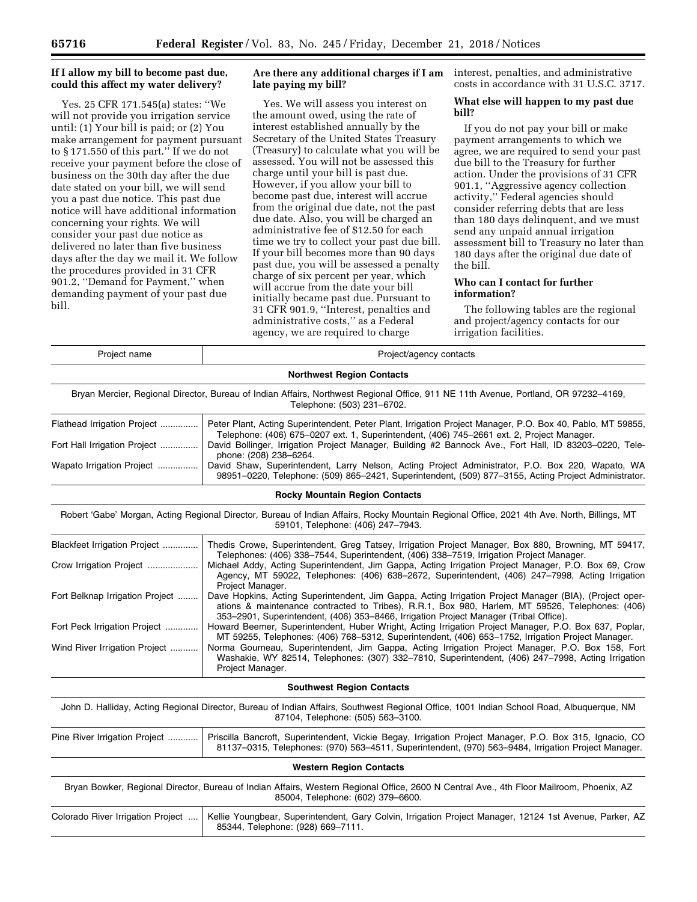### If I allow my bill to become past due, could this affect my water delivery?

Yes. 25 CFR 171.545(a) states: ''We will not provide you irrigation service until: (1) Your bill is paid; or (2) You make arrangement for payment pursuant to § 171.550 of this part.'' If we do not receive your payment before the close of business on the 30th day after the due date stated on your bill, we will send you a past due notice. This past due notice will have additional information concerning your rights. We will consider your past due notice as delivered no later than five business days after the day we mail it. We follow the procedures provided in 31 CFR 901.2, ''Demand for Payment,'' when demanding payment of your past due bill.

### Are there any additional charges if I am late paying my bill?

Yes. We will assess you interest on the amount owed, using the rate of interest established annually by the Secretary of the United States Treasury (Treasury) to calculate what you will be assessed. You will not be assessed this charge until your bill is past due. However, if you allow your bill to become past due, interest will accrue from the original due date, not the past due date. Also, you will be charged an administrative fee of $12.50 for each time we try to collect your past due bill. If your bill becomes more than 90 days past due, you will be assessed a penalty charge of six percent per year, which will accrue from the date your bill initially became past due. Pursuant to 31 CFR 901.9, ''Interest, penalties and administrative costs,'' as a Federal agency, we are required to charge interest, penalties, and administrative costs in accordance with 31 U.S.C. 3717.

### What else will happen to my past due bill?

If you do not pay your bill or make payment arrangements to which we agree, we are required to send your past due bill to the Treasury for further action. Under the provisions of 31 CFR 901.1, ''Aggressive agency collection activity,'' Federal agencies should consider referring debts that are less than 180 days delinquent, and we must send any unpaid annual irrigation assessment bill to Treasury no later than 180 days after the original due date of the bill.

### Who can I contact for further information?

The following tables are the regional and project/agency contacts for our irrigation facilities.

| Project name | Project/agency contacts |
|---|---|
| **Northwest Region Contacts** | |
| Bryan Mercier, Regional Director, Bureau of Indian Affairs, Northwest Regional Office, 911 NE 11th Avenue, Portland, OR 97232–4169, Telephone: (503) 231–6702. | |
| Flathead Irrigation Project | Peter Plant, Acting Superintendent, Peter Plant, Irrigation Project Manager, P.O. Box 40, Pablo, MT 59855, Telephone: (406) 675–0207 ext. 1, Superintendent, (406) 745–2661 ext. 2, Project Manager. |
| Fort Hall Irrigation Project | David Bollinger, Irrigation Project Manager, Building #2 Bannock Ave., Fort Hall, ID 83203–0220, Telephone: (208) 238–6264. |
| Wapato Irrigation Project | David Shaw, Superintendent, Larry Nelson, Acting Project Administrator, P.O. Box 220, Wapato, WA 98951–0220, Telephone: (509) 865–2421, Superintendent, (509) 877–3155, Acting Project Administrator. |
| **Rocky Mountain Region Contacts** | |
| Robert 'Gabe' Morgan, Acting Regional Director, Bureau of Indian Affairs, Rocky Mountain Regional Office, 2021 4th Ave. North, Billings, MT 59101, Telephone: (406) 247–7943. | |
| Blackfeet Irrigation Project | Thedis Crowe, Superintendent, Greg Tatsey, Irrigation Project Manager, Box 880, Browning, MT 59417, Telephones: (406) 338–7544, Superintendent, (406) 338–7519, Irrigation Project Manager. |
| Crow Irrigation Project | Michael Addy, Acting Superintendent, Jim Gappa, Acting Irrigation Project Manager, P.O. Box 69, Crow Agency, MT 59022, Telephones: (406) 638–2672, Superintendent, (406) 247–7998, Acting Irrigation Project Manager. |
| Fort Belknap Irrigation Project | Dave Hopkins, Acting Superintendent, Jim Gappa, Acting Irrigation Project Manager (BIA), (Project operations & maintenance contracted to Tribes), R.R.1, Box 980, Harlem, MT 59526, Telephones: (406) 353–2901, Superintendent, (406) 353–8466, Irrigation Project Manager (Tribal Office). |
| Fort Peck Irrigation Project | Howard Beemer, Superintendent, Huber Wright, Acting Irrigation Project Manager, P.O. Box 637, Poplar, MT 59255, Telephones: (406) 768–5312, Superintendent, (406) 653–1752, Irrigation Project Manager. |
| Wind River Irrigation Project | Norma Gourneau, Superintendent, Jim Gappa, Acting Irrigation Project Manager, P.O. Box 158, Fort Washakie, WY 82514, Telephones: (307) 332–7810, Superintendent, (406) 247–7998, Acting Irrigation Project Manager. |
| **Southwest Region Contacts** | |
| John D. Halliday, Acting Regional Director, Bureau of Indian Affairs, Southwest Regional Office, 1001 Indian School Road, Albuquerque, NM 87104, Telephone: (505) 563–3100. | |
| Pine River Irrigation Project | Priscilla Bancroft, Superintendent, Vickie Begay, Irrigation Project Manager, P.O. Box 315, Ignacio, CO 81137–0315, Telephones: (970) 563–4511, Superintendent, (970) 563–9484, Irrigation Project Manager. |
| **Western Region Contacts** | |
| Bryan Bowker, Regional Director, Bureau of Indian Affairs, Western Regional Office, 2600 N Central Ave., 4th Floor Mailroom, Phoenix, AZ 85004, Telephone: (602) 379–6600. | |
| Colorado River Irrigation Project | Kellie Youngbear, Superintendent, Gary Colvin, Irrigation Project Manager, 12124 1st Avenue, Parker, AZ 85344, Telephone: (928) 669–7111. |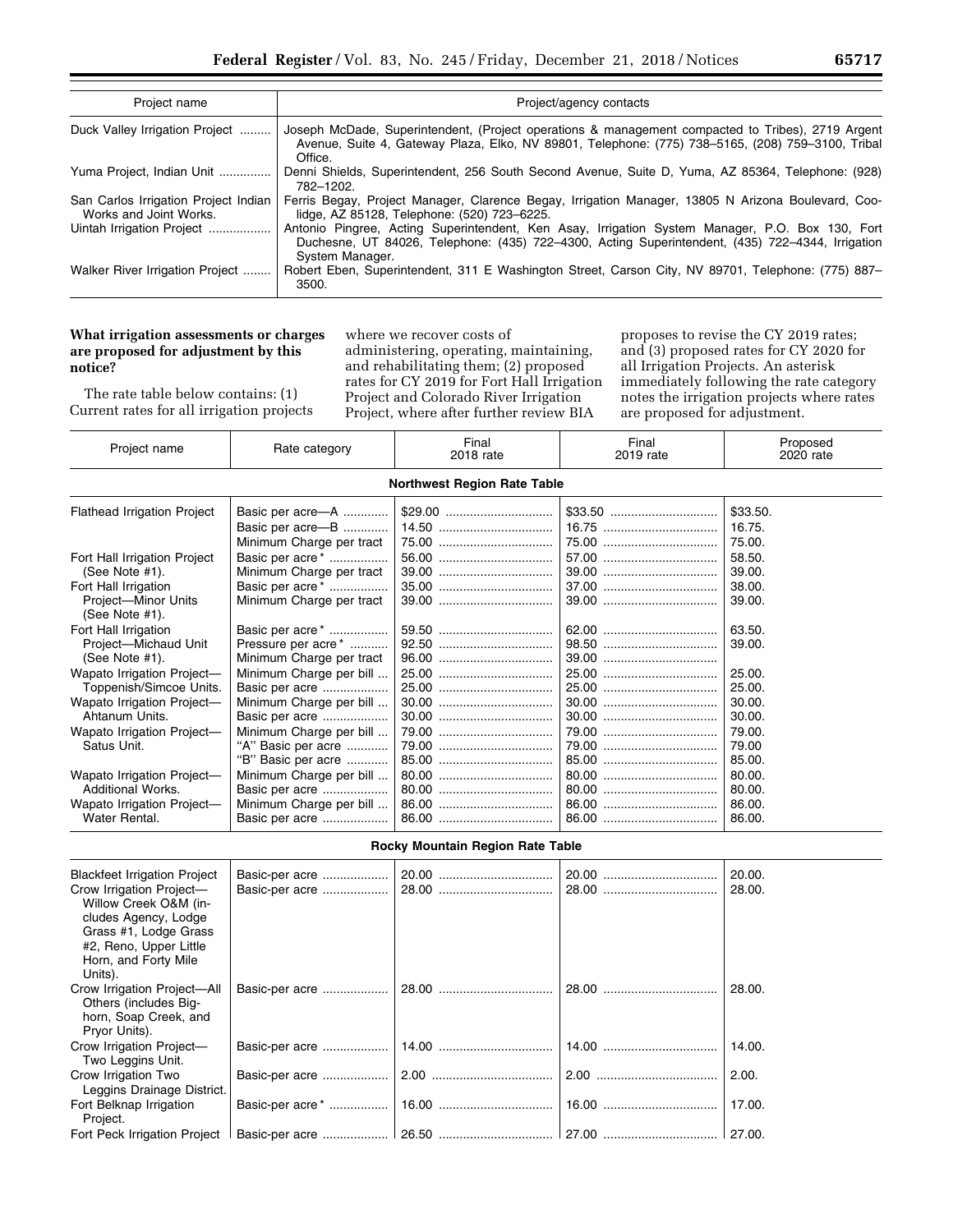| Project name | Project/agency contacts |
|---|---|
| Duck Valley Irrigation Project | Joseph McDade, Superintendent, (Project operations & management compacted to Tribes), 2719 Argent Avenue, Suite 4, Gateway Plaza, Elko, NV 89801, Telephone: (775) 738–5165, (208) 759–3100, Tribal Office. |
| Yuma Project, Indian Unit | Denni Shields, Superintendent, 256 South Second Avenue, Suite D, Yuma, AZ 85364, Telephone: (928) 782–1202. |
| San Carlos Irrigation Project Indian Works and Joint Works. | Ferris Begay, Project Manager, Clarence Begay, Irrigation Manager, 13805 N Arizona Boulevard, Coolidge, AZ 85128, Telephone: (520) 723–6225. |
| Uintah Irrigation Project | Antonio Pingree, Acting Superintendent, Ken Asay, Irrigation System Manager, P.O. Box 130, Fort Duchesne, UT 84026, Telephone: (435) 722–4300, Acting Superintendent, (435) 722–4344, Irrigation System Manager. |
| Walker River Irrigation Project | Robert Eben, Superintendent, 311 E Washington Street, Carson City, NV 89701, Telephone: (775) 887–3500. |

**What irrigation assessments or charges are proposed for adjustment by this notice?**

The rate table below contains: (1) Current rates for all irrigation projects where we recover costs of administering, operating, maintaining, and rehabilitating them; (2) proposed rates for CY 2019 for Fort Hall Irrigation Project and Colorado River Irrigation Project, where after further review BIA proposes to revise the CY 2019 rates; and (3) proposed rates for CY 2020 for all Irrigation Projects. An asterisk immediately following the rate category notes the irrigation projects where rates are proposed for adjustment.

| Project name | Rate category | Final 2018 rate | Final 2019 rate | Proposed 2020 rate |
|---|---|---|---|---|
| **Northwest Region Rate Table** | | | | |
| Flathead Irrigation Project | Basic per acre—A | $29.00 | $33.50 | $33.50. |
| | Basic per acre—B | 14.50 | 16.75 | 16.75. |
| | Minimum Charge per tract | 75.00 | 75.00 | 75.00. |
| Fort Hall Irrigation Project (See Note #1). | Basic per acre* | 56.00 | 57.00 | 58.50. |
| | Minimum Charge per tract | 39.00 | 39.00 | 39.00. |
| Fort Hall Irrigation Project—Minor Units (See Note #1). | Basic per acre* | 35.00 | 37.00 | 38.00. |
| | Minimum Charge per tract | 39.00 | 39.00 | 39.00. |
| Fort Hall Irrigation Project—Michaud Unit (See Note #1). | Basic per acre* | 59.50 | 62.00 | 63.50. |
| | Pressure per acre* | 92.50 | 98.50 | 39.00. |
| | Minimum Charge per tract | 96.00 | 39.00 | |
| Wapato Irrigation Project—Toppenish/Simcoe Units. | Minimum Charge per bill | 25.00 | 25.00 | 25.00. |
| | Basic per acre | 25.00 | 25.00 | 25.00. |
| Wapato Irrigation Project—Ahtanum Units. | Minimum Charge per bill | 30.00 | 30.00 | 30.00. |
| | Basic per acre | 30.00 | 30.00 | 30.00. |
| Wapato Irrigation Project—Satus Unit. | Minimum Charge per bill | 79.00 | 79.00 | 79.00. |
| | "A" Basic per acre | 79.00 | 79.00 | 79.00 |
| | "B" Basic per acre | 85.00 | 85.00 | 85.00. |
| Wapato Irrigation Project—Additional Works. | Minimum Charge per bill | 80.00 | 80.00 | 80.00. |
| | Basic per acre | 80.00 | 80.00 | 80.00. |
| Wapato Irrigation Project—Water Rental. | Minimum Charge per bill | 86.00 | 86.00 | 86.00. |
| | Basic per acre | 86.00 | 86.00 | 86.00. |
| **Rocky Mountain Region Rate Table** | | | | |
| Blackfeet Irrigation Project | Basic-per acre | 20.00 | 20.00 | 20.00. |
| Crow Irrigation Project—Willow Creek O&M (includes Agency, Lodge Grass #1, Lodge Grass #2, Reno, Upper Little Horn, and Forty Mile Units). | Basic-per acre | 28.00 | 28.00 | 28.00. |
| Crow Irrigation Project—All Others (includes Bighorn, Soap Creek, and Pryor Units). | Basic-per acre | 28.00 | 28.00 | 28.00. |
| Crow Irrigation Project—Two Leggins Unit. | Basic-per acre | 14.00 | 14.00 | 14.00. |
| Crow Irrigation Two Leggins Drainage District. | Basic-per acre | 2.00 | 2.00 | 2.00. |
| Fort Belknap Irrigation Project. | Basic-per acre* | 16.00 | 16.00 | 17.00. |
| Fort Peck Irrigation Project | Basic-per acre | 26.50 | 27.00 | 27.00. |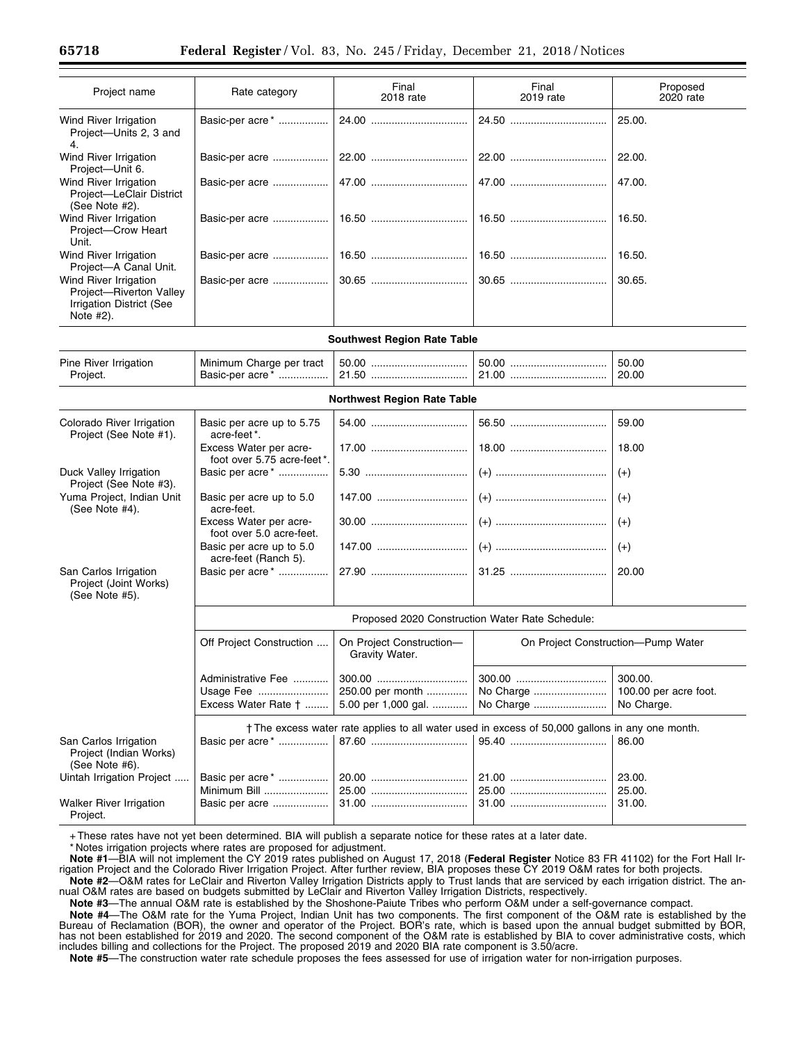| Project name | Rate category | Final 2018 rate | Final 2019 rate | Proposed 2020 rate |
|---|---|---|---|---|
| Wind River Irrigation Project—Units 2, 3 and 4. | Basic-per acre* | 24.00 | 24.50 | 25.00. |
| Wind River Irrigation Project—Unit 6. | Basic-per acre | 22.00 | 22.00 | 22.00. |
| Wind River Irrigation Project—LeClair District (See Note #2). | Basic-per acre | 47.00 | 47.00 | 47.00. |
| Wind River Irrigation Project—Crow Heart Unit. | Basic-per acre | 16.50 | 16.50 | 16.50. |
| Wind River Irrigation Project—A Canal Unit. | Basic-per acre | 16.50 | 16.50 | 16.50. |
| Wind River Irrigation Project—Riverton Valley Irrigation District (See Note #2). | Basic-per acre | 30.65 | 30.65 | 30.65. |
| **Southwest Region Rate Table** | | | | |
| Pine River Irrigation Project. | Minimum Charge per tract | 50.00 | 50.00 | 50.00 |
| | Basic-per acre* | 21.50 | 21.00 | 20.00 |
| **Northwest Region Rate Table** | | | | |
| Colorado River Irrigation Project (See Note #1). | Basic per acre up to 5.75 acre-feet*. | 54.00 | 56.50 | 59.00 |
| | Excess Water per acre-foot over 5.75 acre-feet*. | 17.00 | 18.00 | 18.00 |
| Duck Valley Irrigation Project (See Note #3). | Basic per acre* | 5.30 | (+) | (+) |
| Yuma Project, Indian Unit (See Note #4). | Basic per acre up to 5.0 acre-feet. | 147.00 | (+) | (+) |
| | Excess Water per acre-foot over 5.0 acre-feet. | 30.00 | (+) | (+) |
| | Basic per acre up to 5.0 acre-feet (Ranch 5). | 147.00 | (+) | (+) |
| San Carlos Irrigation Project (Joint Works) (See Note #5). | Basic per acre* | 27.90 | 31.25 | 20.00 |
| | Proposed 2020 Construction Water Rate Schedule: | | | |
| | Off Project Construction | On Project Construction—Gravity Water. | On Project Construction—Pump Water | |
| | Administrative Fee | 300.00 | 300.00 | 300.00. |
| | Usage Fee | 250.00 per month | No Charge | 100.00 per acre foot. |
| | Excess Water Rate † | 5.00 per 1,000 gal. | No Charge | No Charge. |
| | † The excess water rate applies to all water used in excess of 50,000 gallons in any one month. | | | |
| San Carlos Irrigation Project (Indian Works) (See Note #6). | Basic per acre* | 87.60 | 95.40 | 86.00 |
| Uintah Irrigation Project | Basic per acre* | 20.00 | 21.00 | 23.00. |
| | Minimum Bill | 25.00 | 25.00 | 25.00. |
| Walker River Irrigation Project. | Basic per acre | 31.00 | 31.00 | 31.00. |

+ These rates have not yet been determined. BIA will publish a separate notice for these rates at a later date.

* Notes irrigation projects where rates are proposed for adjustment.

**Note #1**—BIA will not implement the CY 2019 rates published on August 17, 2018 (**Federal Register** Notice 83 FR 41102) for the Fort Hall Irrigation Project and the Colorado River Irrigation Project. After further review, BIA proposes these CY 2019 O&M rates for both projects.

**Note #2**—O&M rates for LeClair and Riverton Valley Irrigation Districts apply to Trust lands that are serviced by each irrigation district. The annual O&M rates are based on budgets submitted by LeClair and Riverton Valley Irrigation Districts, respectively.

**Note #3**—The annual O&M rate is established by the Shoshone-Paiute Tribes who perform O&M under a self-governance compact.

**Note #4**—The O&M rate for the Yuma Project, Indian Unit has two components. The first component of the O&M rate is established by the Bureau of Reclamation (BOR), the owner and operator of the Project. BOR's rate, which is based upon the annual budget submitted by BOR, has not been established for 2019 and 2020. The second component of the O&M rate is established by BIA to cover administrative costs, which includes billing and collections for the Project. The proposed 2019 and 2020 BIA rate component is 3.50/acre.

**Note #5**—The construction water rate schedule proposes the fees assessed for use of irrigation water for non-irrigation purposes.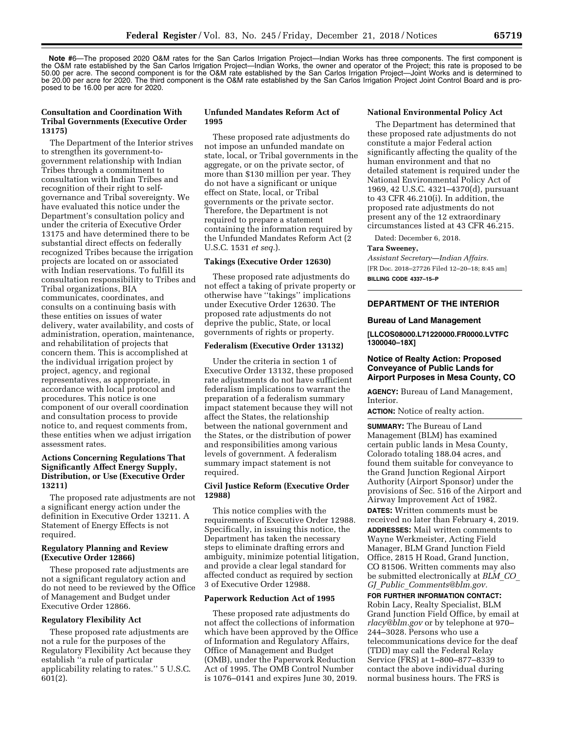**Note #6**—The proposed 2020 O&M rates for the San Carlos Irrigation Project—Indian Works has three components. The first component is the O&M rate established by the San Carlos Irrigation Project—Indian Works, the owner and operator of the Project; this rate is proposed to be 50.00 per acre. The second component is for the O&M rate established by the San Carlos Irrigation Project—Joint Works and is determined to be 20.00 per acre for 2020. The third component is the O&M rate established by the San Carlos Irrigation Project Joint Control Board and is proposed to be 16.00 per acre for 2020.

### Consultation and Coordination With Tribal Governments (Executive Order 13175)

The Department of the Interior strives to strengthen its government-to-government relationship with Indian Tribes through a commitment to consultation with Indian Tribes and recognition of their right to self-governance and Tribal sovereignty. We have evaluated this notice under the Department's consultation policy and under the criteria of Executive Order 13175 and have determined there to be substantial direct effects on federally recognized Tribes because the irrigation projects are located on or associated with Indian reservations. To fulfill its consultation responsibility to Tribes and Tribal organizations, BIA communicates, coordinates, and consults on a continuing basis with these entities on issues of water delivery, water availability, and costs of administration, operation, maintenance, and rehabilitation of projects that concern them. This is accomplished at the individual irrigation project by project, agency, and regional representatives, as appropriate, in accordance with local protocol and procedures. This notice is one component of our overall coordination and consultation process to provide notice to, and request comments from, these entities when we adjust irrigation assessment rates.

### Actions Concerning Regulations That Significantly Affect Energy Supply, Distribution, or Use (Executive Order 13211)

The proposed rate adjustments are not a significant energy action under the definition in Executive Order 13211. A Statement of Energy Effects is not required.

### Regulatory Planning and Review (Executive Order 12866)

These proposed rate adjustments are not a significant regulatory action and do not need to be reviewed by the Office of Management and Budget under Executive Order 12866.

### Regulatory Flexibility Act

These proposed rate adjustments are not a rule for the purposes of the Regulatory Flexibility Act because they establish ''a rule of particular applicability relating to rates.'' 5 U.S.C. 601(2).

### Unfunded Mandates Reform Act of 1995

These proposed rate adjustments do not impose an unfunded mandate on state, local, or Tribal governments in the aggregate, or on the private sector, of more than $130 million per year. They do not have a significant or unique effect on State, local, or Tribal governments or the private sector. Therefore, the Department is not required to prepare a statement containing the information required by the Unfunded Mandates Reform Act (2 U.S.C. 1531 *et seq.*).

### Takings (Executive Order 12630)

These proposed rate adjustments do not effect a taking of private property or otherwise have ''takings'' implications under Executive Order 12630. The proposed rate adjustments do not deprive the public, State, or local governments of rights or property.

### Federalism (Executive Order 13132)

Under the criteria in section 1 of Executive Order 13132, these proposed rate adjustments do not have sufficient federalism implications to warrant the preparation of a federalism summary impact statement because they will not affect the States, the relationship between the national government and the States, or the distribution of power and responsibilities among various levels of government. A federalism summary impact statement is not required.

### Civil Justice Reform (Executive Order 12988)

This notice complies with the requirements of Executive Order 12988. Specifically, in issuing this notice, the Department has taken the necessary steps to eliminate drafting errors and ambiguity, minimize potential litigation, and provide a clear legal standard for affected conduct as required by section 3 of Executive Order 12988.

### Paperwork Reduction Act of 1995

These proposed rate adjustments do not affect the collections of information which have been approved by the Office of Information and Regulatory Affairs, Office of Management and Budget (OMB), under the Paperwork Reduction Act of 1995. The OMB Control Number is 1076–0141 and expires June 30, 2019.

### National Environmental Policy Act

The Department has determined that these proposed rate adjustments do not constitute a major Federal action significantly affecting the quality of the human environment and that no detailed statement is required under the National Environmental Policy Act of 1969, 42 U.S.C. 4321–4370(d), pursuant to 43 CFR 46.210(i). In addition, the proposed rate adjustments do not present any of the 12 extraordinary circumstances listed at 43 CFR 46.215.

Dated: December 6, 2018.

**Tara Sweeney,**

*Assistant Secretary—Indian Affairs.*

[FR Doc. 2018–27726 Filed 12–20–18; 8:45 am]

**BILLING CODE 4337–15–P**

---

## DEPARTMENT OF THE INTERIOR

### Bureau of Land Management

**[LLCOS08000.L71220000.FR0000.LVTFC 1300040–18X]**

### Notice of Realty Action: Proposed Conveyance of Public Lands for Airport Purposes in Mesa County, CO

**AGENCY:** Bureau of Land Management, Interior.

**ACTION:** Notice of realty action.

**SUMMARY:** The Bureau of Land Management (BLM) has examined certain public lands in Mesa County, Colorado totaling 188.04 acres, and found them suitable for conveyance to the Grand Junction Regional Airport Authority (Airport Sponsor) under the provisions of Sec. 516 of the Airport and Airway Improvement Act of 1982.

**DATES:** Written comments must be received no later than February 4, 2019.

**ADDRESSES:** Mail written comments to Wayne Werkmeister, Acting Field Manager, BLM Grand Junction Field Office, 2815 H Road, Grand Junction, CO 81506. Written comments may also be submitted electronically at *BLM_CO_GJ_Public_Comments@blm.gov.*

**FOR FURTHER INFORMATION CONTACT:** Robin Lacy, Realty Specialist, BLM Grand Junction Field Office, by email at *rlacy@blm.gov* or by telephone at 970–244–3028. Persons who use a telecommunications device for the deaf (TDD) may call the Federal Relay Service (FRS) at 1–800–877–8339 to contact the above individual during normal business hours. The FRS is